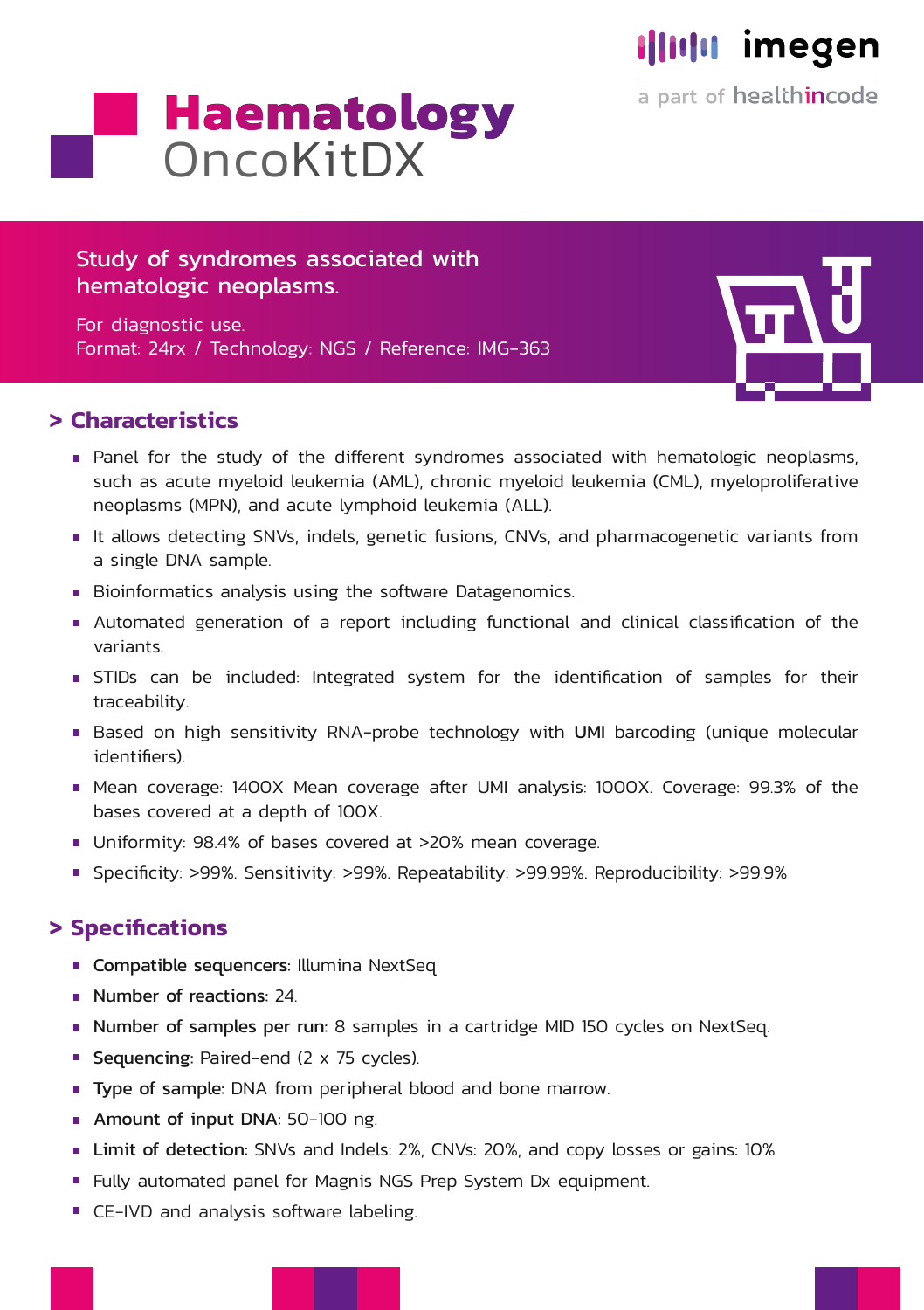imegen

a part of healthincode

# Haematology OncoKitDX

Study of syndromes associated with hematologic neoplasms.

For diagnostic use.
Format: 24rx / Technology: NGS / Reference: IMG-363

## > Characteristics

- Panel for the study of the different syndromes associated with hematologic neoplasms, such as acute myeloid leukemia (AML), chronic myeloid leukemia (CML), myeloproliferative neoplasms (MPN), and acute lymphoid leukemia (ALL).
- It allows detecting SNVs, indels, genetic fusions, CNVs, and pharmacogenetic variants from a single DNA sample.
- Bioinformatics analysis using the software Datagenomics.
- Automated generation of a report including functional and clinical classification of the variants.
- STIDs can be included: Integrated system for the identification of samples for their traceability.
- Based on high sensitivity RNA-probe technology with **UMI** barcoding (unique molecular identifiers).
- Mean coverage: 1400X Mean coverage after UMI analysis: 1000X. Coverage: 99.3% of the bases covered at a depth of 100X.
- Uniformity: 98.4% of bases covered at >20% mean coverage.
- Specificity: >99%. Sensitivity: >99%. Repeatability: >99.99%. Reproducibility: >99.9%

## > Specifications

- **Compatible sequencers**: Illumina NextSeq
- **Number of reactions**: 24.
- **Number of samples per run**: 8 samples in a cartridge MID 150 cycles on NextSeq.
- **Sequencing**: Paired-end (2 x 75 cycles).
- **Type of sample**: DNA from peripheral blood and bone marrow.
- **Amount of input DNA**: 50-100 ng.
- **Limit of detection**: SNVs and Indels: 2%, CNVs: 20%, and copy losses or gains: 10%
- Fully automated panel for Magnis NGS Prep System Dx equipment.
- CE-IVD and analysis software labeling.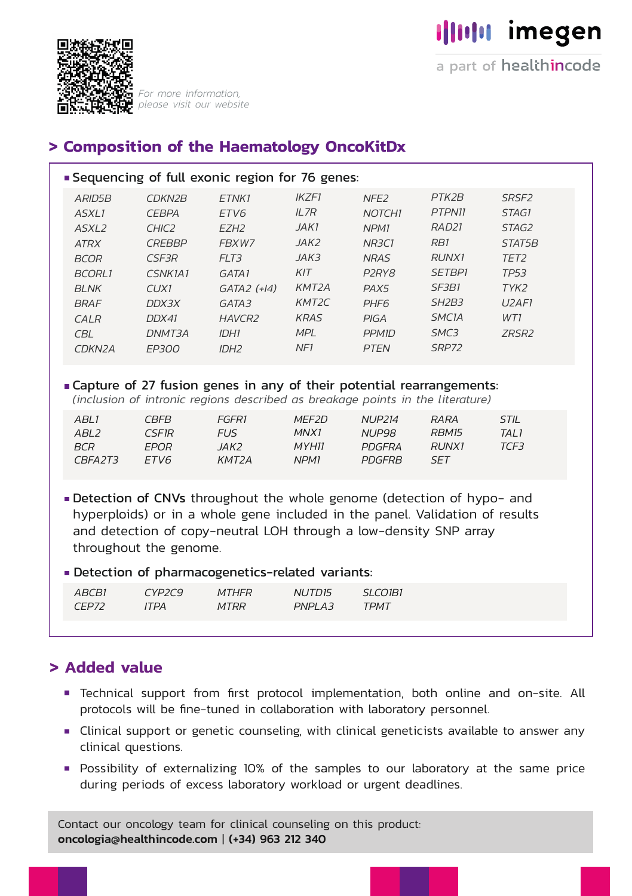For more information, please visit our website

imegen

a part of healthincode

## > Composition of the Haematology OncoKitDx

- **Sequencing of full exonic region for 76 genes:**

| | | | | | | |
|---|---|---|---|---|---|---|
| *ARID5B* | *CDKN2B* | *ETNK1* | *IKZF1* | *NFE2* | *PTK2B* | *SRSF2* |
| *ASXL1* | *CEBPA* | *ETV6* | *IL7R* | *NOTCH1* | *PTPN11* | *STAG1* |
| *ASXL2* | *CHIC2* | *EZH2* | *JAK1* | *NPM1* | *RAD21* | *STAG2* |
| *ATRX* | *CREBBP* | *FBXW7* | *JAK2* | *NR3C1* | *RB1* | *STAT5B* |
| *BCOR* | *CSF3R* | *FLT3* | *JAK3* | *NRAS* | *RUNX1* | *TET2* |
| *BCORL1* | *CSNK1A1* | *GATA1* | *KIT* | *P2RY8* | *SETBP1* | *TP53* |
| *BLNK* | *CUX1* | *GATA2 (+I4)* | *KMT2A* | *PAX5* | *SF3B1* | *TYK2* |
| *BRAF* | *DDX3X* | *GATA3* | *KMT2C* | *PHF6* | *SH2B3* | *U2AF1* |
| *CALR* | *DDX41* | *HAVCR2* | *KRAS* | *PIGA* | *SMC1A* | *WT1* |
| *CBL* | *DNMT3A* | *IDH1* | *MPL* | *PPM1D* | *SMC3* | *ZRSR2* |
| *CDKN2A* | *EP300* | *IDH2* | *NF1* | *PTEN* | *SRP72* | |

- **Capture of 27 fusion genes in any of their potential rearrangements:**
*(inclusion of intronic regions described as breakage points in the literature)*

| | | | | | | |
|---|---|---|---|---|---|---|
| *ABL1* | *CBFB* | *FGFR1* | *MEF2D* | *NUP214* | *RARA* | *STIL* |
| *ABL2* | *CSF1R* | *FUS* | *MNX1* | *NUP98* | *RBM15* | *TAL1* |
| *BCR* | *EPOR* | *JAK2* | *MYH11* | *PDGFRA* | *RUNX1* | *TCF3* |
| *CBFA2T3* | *ETV6* | *KMT2A* | *NPM1* | *PDGFRB* | *SET* | |

- **Detection of CNVs** throughout the whole genome (detection of hypo- and hyperploids) or in a whole gene included in the panel. Validation of results and detection of copy-neutral LOH through a low-density SNP array throughout the genome.

- **Detection of pharmacogenetics-related variants:**

| | | | | |
|---|---|---|---|---|
| *ABCB1* | *CYP2C9* | *MTHFR* | *NUTD15* | *SLCO1B1* |
| *CEP72* | *ITPA* | *MTRR* | *PNPLA3* | *TPMT* |

## > Added value

- Technical support from first protocol implementation, both online and on-site. All protocols will be fine-tuned in collaboration with laboratory personnel.
- Clinical support or genetic counseling, with clinical geneticists available to answer any clinical questions.
- Possibility of externalizing 10% of the samples to our laboratory at the same price during periods of excess laboratory workload or urgent deadlines.

Contact our oncology team for clinical counseling on this product:
**oncologia@healthincode.com | (+34) 963 212 340**